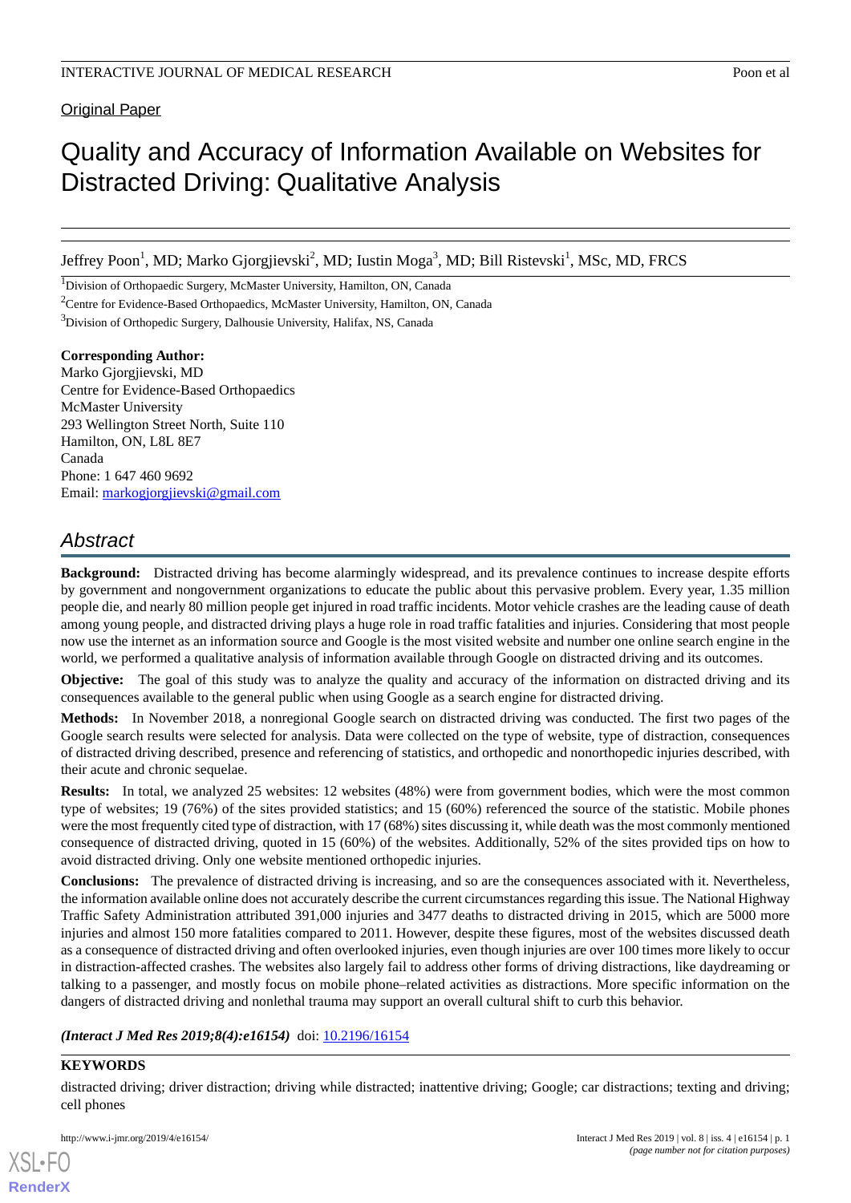Original Paper

# Quality and Accuracy of Information Available on Websites for Distracted Driving: Qualitative Analysis

Jeffrey Poon[1], MD; Marko Gjorgjievski[2], MD; Iustin Moga[3], MD; Bill Ristevski[1], MSc, MD, FRCS

[1]Division of Orthopaedic Surgery, McMaster University, Hamilton, ON, Canada

[2]Centre for Evidence-Based Orthopaedics, McMaster University, Hamilton, ON, Canada

[3]Division of Orthopedic Surgery, Dalhousie University, Halifax, NS, Canada

**Corresponding Author:**
Marko Gjorgjievski, MD
Centre for Evidence-Based Orthopaedics
McMaster University
293 Wellington Street North, Suite 110
Hamilton, ON, L8L 8E7
Canada
Phone: 1 647 460 9692
Email: markogjorgjievski@gmail.com

## Abstract

**Background:** Distracted driving has become alarmingly widespread, and its prevalence continues to increase despite efforts by government and nongovernment organizations to educate the public about this pervasive problem. Every year, 1.35 million people die, and nearly 80 million people get injured in road traffic incidents. Motor vehicle crashes are the leading cause of death among young people, and distracted driving plays a huge role in road traffic fatalities and injuries. Considering that most people now use the internet as an information source and Google is the most visited website and number one online search engine in the world, we performed a qualitative analysis of information available through Google on distracted driving and its outcomes.

**Objective:** The goal of this study was to analyze the quality and accuracy of the information on distracted driving and its consequences available to the general public when using Google as a search engine for distracted driving.

**Methods:** In November 2018, a nonregional Google search on distracted driving was conducted. The first two pages of the Google search results were selected for analysis. Data were collected on the type of website, type of distraction, consequences of distracted driving described, presence and referencing of statistics, and orthopedic and nonorthopedic injuries described, with their acute and chronic sequelae.

**Results:** In total, we analyzed 25 websites: 12 websites (48%) were from government bodies, which were the most common type of websites; 19 (76%) of the sites provided statistics; and 15 (60%) referenced the source of the statistic. Mobile phones were the most frequently cited type of distraction, with 17 (68%) sites discussing it, while death was the most commonly mentioned consequence of distracted driving, quoted in 15 (60%) of the websites. Additionally, 52% of the sites provided tips on how to avoid distracted driving. Only one website mentioned orthopedic injuries.

**Conclusions:** The prevalence of distracted driving is increasing, and so are the consequences associated with it. Nevertheless, the information available online does not accurately describe the current circumstances regarding this issue. The National Highway Traffic Safety Administration attributed 391,000 injuries and 3477 deaths to distracted driving in 2015, which are 5000 more injuries and almost 150 more fatalities compared to 2011. However, despite these figures, most of the websites discussed death as a consequence of distracted driving and often overlooked injuries, even though injuries are over 100 times more likely to occur in distraction-affected crashes. The websites also largely fail to address other forms of driving distractions, like daydreaming or talking to a passenger, and mostly focus on mobile phone–related activities as distractions. More specific information on the dangers of distracted driving and nonlethal trauma may support an overall cultural shift to curb this behavior.

***(Interact J Med Res 2019;8(4):e16154)*** doi: 10.2196/16154

**KEYWORDS**

distracted driving; driver distraction; driving while distracted; inattentive driving; Google; car distractions; texting and driving; cell phones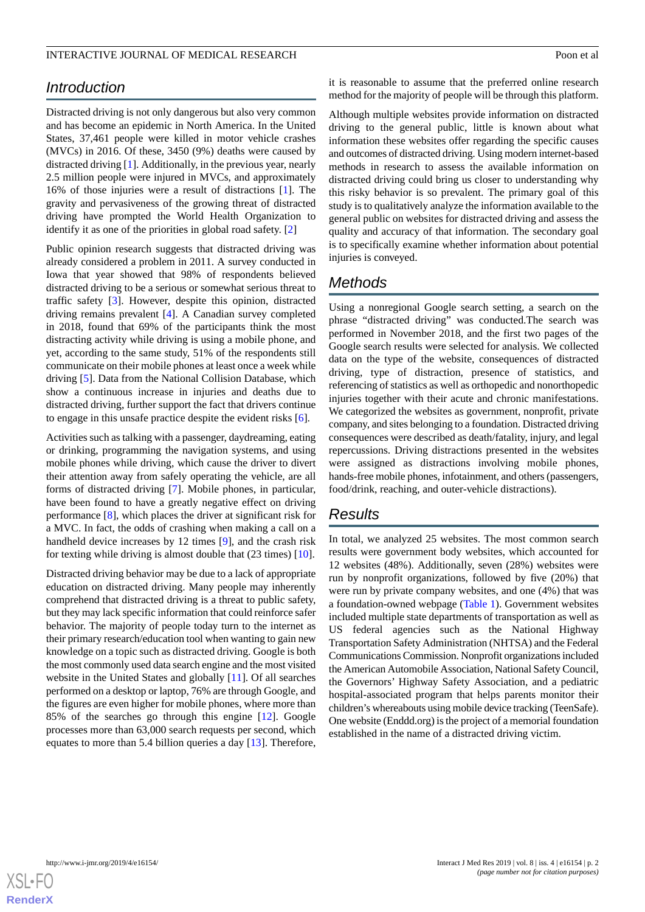## Introduction

Distracted driving is not only dangerous but also very common and has become an epidemic in North America. In the United States, 37,461 people were killed in motor vehicle crashes (MVCs) in 2016. Of these, 3450 (9%) deaths were caused by distracted driving [1]. Additionally, in the previous year, nearly 2.5 million people were injured in MVCs, and approximately 16% of those injuries were a result of distractions [1]. The gravity and pervasiveness of the growing threat of distracted driving have prompted the World Health Organization to identify it as one of the priorities in global road safety. [2]

Public opinion research suggests that distracted driving was already considered a problem in 2011. A survey conducted in Iowa that year showed that 98% of respondents believed distracted driving to be a serious or somewhat serious threat to traffic safety [3]. However, despite this opinion, distracted driving remains prevalent [4]. A Canadian survey completed in 2018, found that 69% of the participants think the most distracting activity while driving is using a mobile phone, and yet, according to the same study, 51% of the respondents still communicate on their mobile phones at least once a week while driving [5]. Data from the National Collision Database, which show a continuous increase in injuries and deaths due to distracted driving, further support the fact that drivers continue to engage in this unsafe practice despite the evident risks [6].

Activities such as talking with a passenger, daydreaming, eating or drinking, programming the navigation systems, and using mobile phones while driving, which cause the driver to divert their attention away from safely operating the vehicle, are all forms of distracted driving [7]. Mobile phones, in particular, have been found to have a greatly negative effect on driving performance [8], which places the driver at significant risk for a MVC. In fact, the odds of crashing when making a call on a handheld device increases by 12 times [9], and the crash risk for texting while driving is almost double that (23 times) [10].

Distracted driving behavior may be due to a lack of appropriate education on distracted driving. Many people may inherently comprehend that distracted driving is a threat to public safety, but they may lack specific information that could reinforce safer behavior. The majority of people today turn to the internet as their primary research/education tool when wanting to gain new knowledge on a topic such as distracted driving. Google is both the most commonly used data search engine and the most visited website in the United States and globally [11]. Of all searches performed on a desktop or laptop, 76% are through Google, and the figures are even higher for mobile phones, where more than 85% of the searches go through this engine [12]. Google processes more than 63,000 search requests per second, which equates to more than 5.4 billion queries a day [13]. Therefore, it is reasonable to assume that the preferred online research method for the majority of people will be through this platform.

Although multiple websites provide information on distracted driving to the general public, little is known about what information these websites offer regarding the specific causes and outcomes of distracted driving. Using modern internet-based methods in research to assess the available information on distracted driving could bring us closer to understanding why this risky behavior is so prevalent. The primary goal of this study is to qualitatively analyze the information available to the general public on websites for distracted driving and assess the quality and accuracy of that information. The secondary goal is to specifically examine whether information about potential injuries is conveyed.

## Methods

Using a nonregional Google search setting, a search on the phrase “distracted driving” was conducted.The search was performed in November 2018, and the first two pages of the Google search results were selected for analysis. We collected data on the type of the website, consequences of distracted driving, type of distraction, presence of statistics, and referencing of statistics as well as orthopedic and nonorthopedic injuries together with their acute and chronic manifestations. We categorized the websites as government, nonprofit, private company, and sites belonging to a foundation. Distracted driving consequences were described as death/fatality, injury, and legal repercussions. Driving distractions presented in the websites were assigned as distractions involving mobile phones, hands-free mobile phones, infotainment, and others (passengers, food/drink, reaching, and outer-vehicle distractions).

## Results

In total, we analyzed 25 websites. The most common search results were government body websites, which accounted for 12 websites (48%). Additionally, seven (28%) websites were run by nonprofit organizations, followed by five (20%) that were run by private company websites, and one (4%) that was a foundation-owned webpage (Table 1). Government websites included multiple state departments of transportation as well as US federal agencies such as the National Highway Transportation Safety Administration (NHTSA) and the Federal Communications Commission. Nonprofit organizations included the American Automobile Association, National Safety Council, the Governors’ Highway Safety Association, and a pediatric hospital-associated program that helps parents monitor their children’s whereabouts using mobile device tracking (TeenSafe). One website (Enddd.org) is the project of a memorial foundation established in the name of a distracted driving victim.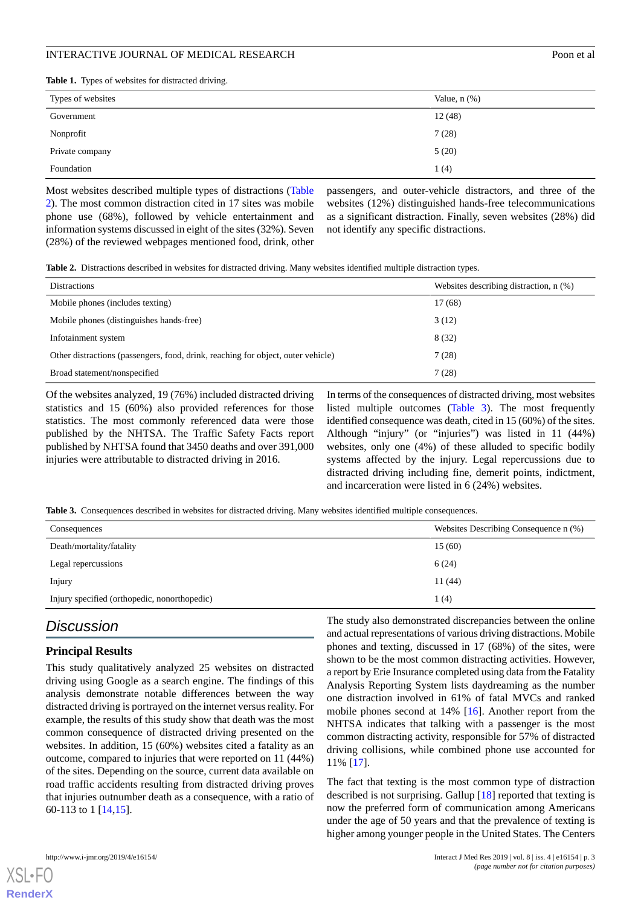**Table 1.** Types of websites for distracted driving.

| Types of websites | Value, n (%) |
|---|---|
| Government | 12 (48) |
| Nonprofit | 7 (28) |
| Private company | 5 (20) |
| Foundation | 1 (4) |

Most websites described multiple types of distractions (Table 2). The most common distraction cited in 17 sites was mobile phone use (68%), followed by vehicle entertainment and information systems discussed in eight of the sites (32%). Seven (28%) of the reviewed webpages mentioned food, drink, other passengers, and outer-vehicle distractors, and three of the websites (12%) distinguished hands-free telecommunications as a significant distraction. Finally, seven websites (28%) did not identify any specific distractions.

**Table 2.** Distractions described in websites for distracted driving. Many websites identified multiple distraction types.

| Distractions | Websites describing distraction, n (%) |
|---|---|
| Mobile phones (includes texting) | 17 (68) |
| Mobile phones (distinguishes hands-free) | 3 (12) |
| Infotainment system | 8 (32) |
| Other distractions (passengers, food, drink, reaching for object, outer vehicle) | 7 (28) |
| Broad statement/nonspecified | 7 (28) |

Of the websites analyzed, 19 (76%) included distracted driving statistics and 15 (60%) also provided references for those statistics. The most commonly referenced data were those published by the NHTSA. The Traffic Safety Facts report published by NHTSA found that 3450 deaths and over 391,000 injuries were attributable to distracted driving in 2016.

In terms of the consequences of distracted driving, most websites listed multiple outcomes (Table 3). The most frequently identified consequence was death, cited in 15 (60%) of the sites. Although "injury" (or "injuries") was listed in 11 (44%) websites, only one (4%) of these alluded to specific bodily systems affected by the injury. Legal repercussions due to distracted driving including fine, demerit points, indictment, and incarceration were listed in 6 (24%) websites.

**Table 3.** Consequences described in websites for distracted driving. Many websites identified multiple consequences.

| Consequences | Websites Describing Consequence n (%) |
|---|---|
| Death/mortality/fatality | 15 (60) |
| Legal repercussions | 6 (24) |
| Injury | 11 (44) |
| Injury specified (orthopedic, nonorthopedic) | 1 (4) |

## Discussion

### Principal Results

This study qualitatively analyzed 25 websites on distracted driving using Google as a search engine. The findings of this analysis demonstrate notable differences between the way distracted driving is portrayed on the internet versus reality. For example, the results of this study show that death was the most common consequence of distracted driving presented on the websites. In addition, 15 (60%) websites cited a fatality as an outcome, compared to injuries that were reported on 11 (44%) of the sites. Depending on the source, current data available on road traffic accidents resulting from distracted driving proves that injuries outnumber death as a consequence, with a ratio of 60-113 to 1 [14,15].

The study also demonstrated discrepancies between the online and actual representations of various driving distractions. Mobile phones and texting, discussed in 17 (68%) of the sites, were shown to be the most common distracting activities. However, a report by Erie Insurance completed using data from the Fatality Analysis Reporting System lists daydreaming as the number one distraction involved in 61% of fatal MVCs and ranked mobile phones second at 14% [16]. Another report from the NHTSA indicates that talking with a passenger is the most common distracting activity, responsible for 57% of distracted driving collisions, while combined phone use accounted for 11% [17].

The fact that texting is the most common type of distraction described is not surprising. Gallup [18] reported that texting is now the preferred form of communication among Americans under the age of 50 years and that the prevalence of texting is higher among younger people in the United States. The Centers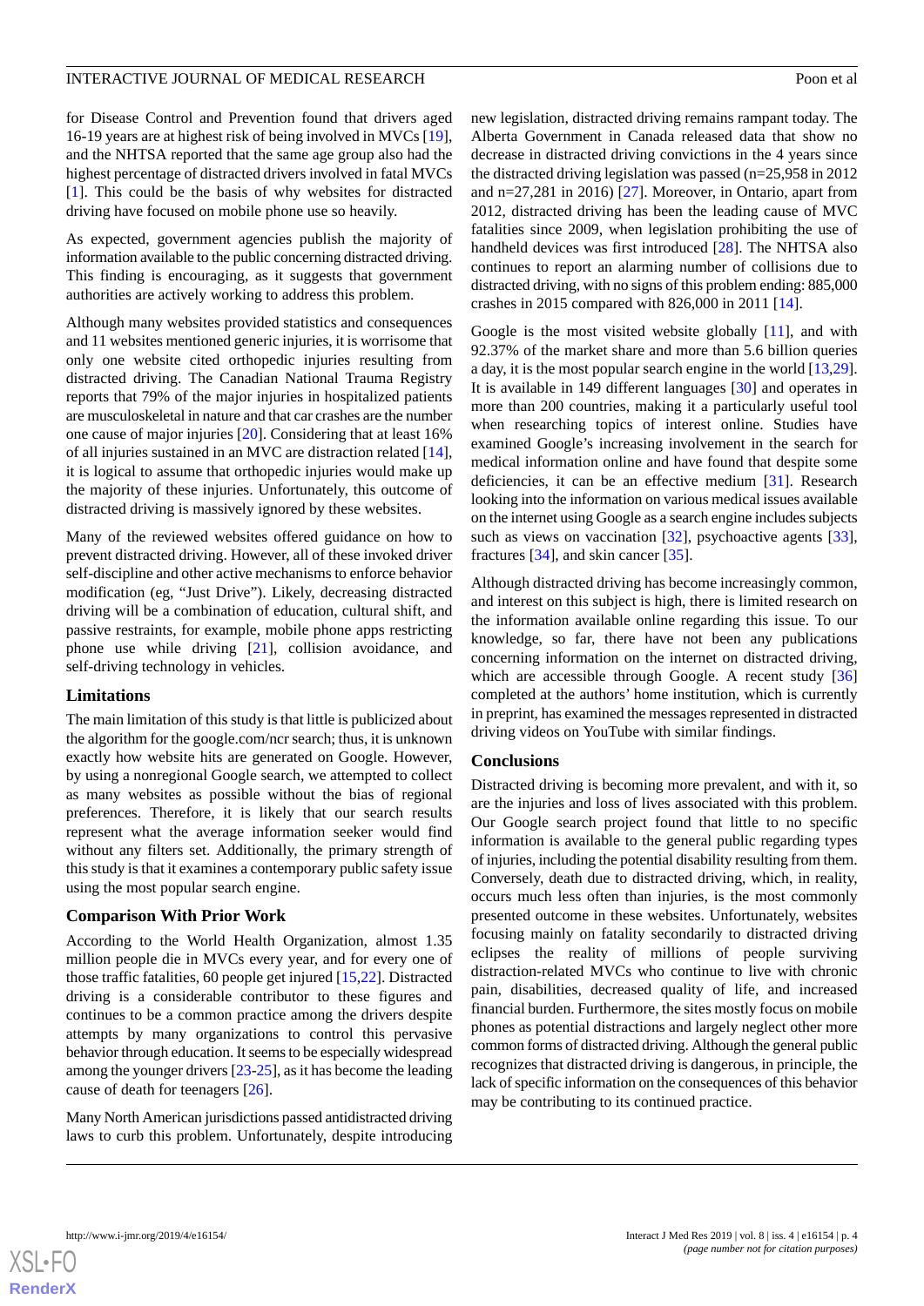for Disease Control and Prevention found that drivers aged 16-19 years are at highest risk of being involved in MVCs [19], and the NHTSA reported that the same age group also had the highest percentage of distracted drivers involved in fatal MVCs [1]. This could be the basis of why websites for distracted driving have focused on mobile phone use so heavily.

As expected, government agencies publish the majority of information available to the public concerning distracted driving. This finding is encouraging, as it suggests that government authorities are actively working to address this problem.

Although many websites provided statistics and consequences and 11 websites mentioned generic injuries, it is worrisome that only one website cited orthopedic injuries resulting from distracted driving. The Canadian National Trauma Registry reports that 79% of the major injuries in hospitalized patients are musculoskeletal in nature and that car crashes are the number one cause of major injuries [20]. Considering that at least 16% of all injuries sustained in an MVC are distraction related [14], it is logical to assume that orthopedic injuries would make up the majority of these injuries. Unfortunately, this outcome of distracted driving is massively ignored by these websites.

Many of the reviewed websites offered guidance on how to prevent distracted driving. However, all of these invoked driver self-discipline and other active mechanisms to enforce behavior modification (eg, "Just Drive"). Likely, decreasing distracted driving will be a combination of education, cultural shift, and passive restraints, for example, mobile phone apps restricting phone use while driving [21], collision avoidance, and self-driving technology in vehicles.

### Limitations

The main limitation of this study is that little is publicized about the algorithm for the google.com/ncr search; thus, it is unknown exactly how website hits are generated on Google. However, by using a nonregional Google search, we attempted to collect as many websites as possible without the bias of regional preferences. Therefore, it is likely that our search results represent what the average information seeker would find without any filters set. Additionally, the primary strength of this study is that it examines a contemporary public safety issue using the most popular search engine.

### Comparison With Prior Work

According to the World Health Organization, almost 1.35 million people die in MVCs every year, and for every one of those traffic fatalities, 60 people get injured [15,22]. Distracted driving is a considerable contributor to these figures and continues to be a common practice among the drivers despite attempts by many organizations to control this pervasive behavior through education. It seems to be especially widespread among the younger drivers [23-25], as it has become the leading cause of death for teenagers [26].

Many North American jurisdictions passed antidistracted driving laws to curb this problem. Unfortunately, despite introducing new legislation, distracted driving remains rampant today. The Alberta Government in Canada released data that show no decrease in distracted driving convictions in the 4 years since the distracted driving legislation was passed (n=25,958 in 2012 and n=27,281 in 2016) [27]. Moreover, in Ontario, apart from 2012, distracted driving has been the leading cause of MVC fatalities since 2009, when legislation prohibiting the use of handheld devices was first introduced [28]. The NHTSA also continues to report an alarming number of collisions due to distracted driving, with no signs of this problem ending: 885,000 crashes in 2015 compared with 826,000 in 2011 [14].

Google is the most visited website globally [11], and with 92.37% of the market share and more than 5.6 billion queries a day, it is the most popular search engine in the world [13,29]. It is available in 149 different languages [30] and operates in more than 200 countries, making it a particularly useful tool when researching topics of interest online. Studies have examined Google's increasing involvement in the search for medical information online and have found that despite some deficiencies, it can be an effective medium [31]. Research looking into the information on various medical issues available on the internet using Google as a search engine includes subjects such as views on vaccination [32], psychoactive agents [33], fractures [34], and skin cancer [35].

Although distracted driving has become increasingly common, and interest on this subject is high, there is limited research on the information available online regarding this issue. To our knowledge, so far, there have not been any publications concerning information on the internet on distracted driving, which are accessible through Google. A recent study [36] completed at the authors' home institution, which is currently in preprint, has examined the messages represented in distracted driving videos on YouTube with similar findings.

### Conclusions

Distracted driving is becoming more prevalent, and with it, so are the injuries and loss of lives associated with this problem. Our Google search project found that little to no specific information is available to the general public regarding types of injuries, including the potential disability resulting from them. Conversely, death due to distracted driving, which, in reality, occurs much less often than injuries, is the most commonly presented outcome in these websites. Unfortunately, websites focusing mainly on fatality secondarily to distracted driving eclipses the reality of millions of people surviving distraction-related MVCs who continue to live with chronic pain, disabilities, decreased quality of life, and increased financial burden. Furthermore, the sites mostly focus on mobile phones as potential distractions and largely neglect other more common forms of distracted driving. Although the general public recognizes that distracted driving is dangerous, in principle, the lack of specific information on the consequences of this behavior may be contributing to its continued practice.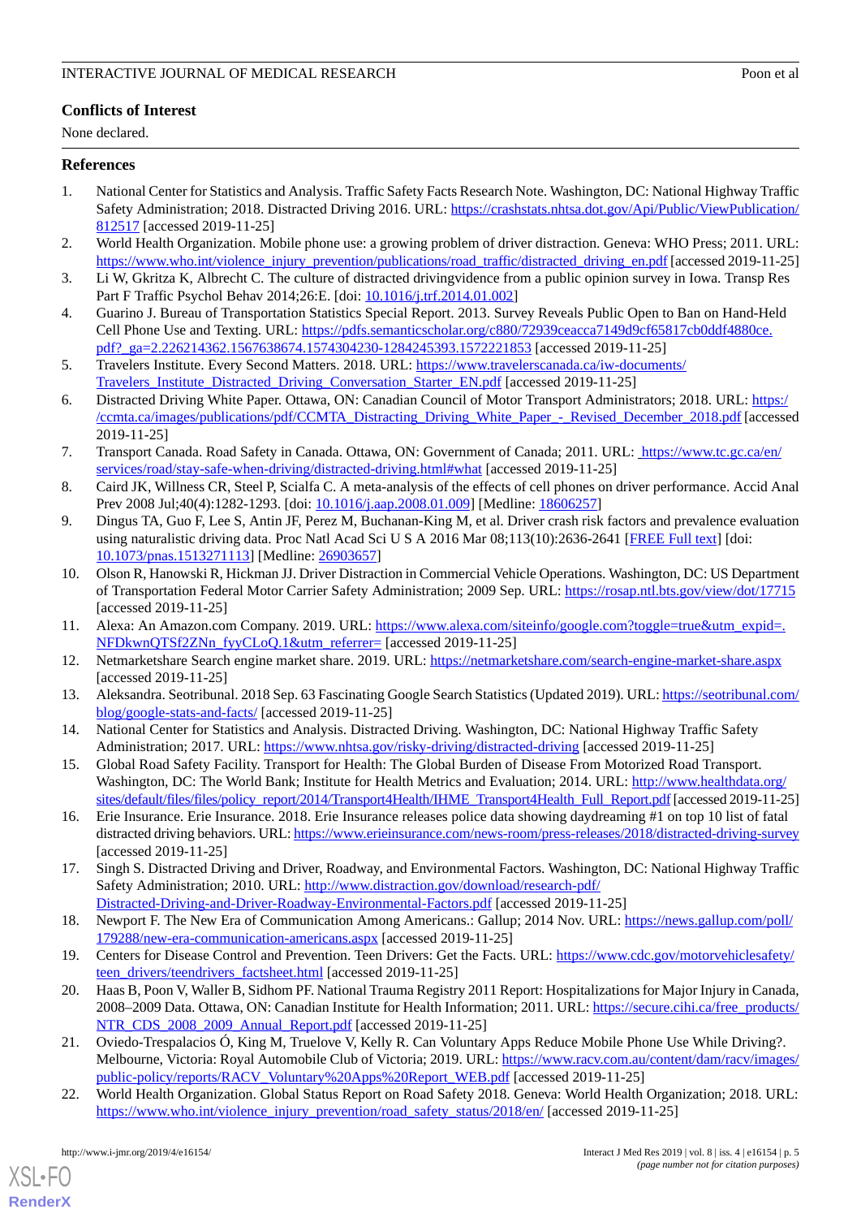## Conflicts of Interest

None declared.

## References

1. National Center for Statistics and Analysis. Traffic Safety Facts Research Note. Washington, DC: National Highway Traffic Safety Administration; 2018. Distracted Driving 2016. URL: https://crashstats.nhtsa.dot.gov/Api/Public/ViewPublication/812517 [accessed 2019-11-25]
2. World Health Organization. Mobile phone use: a growing problem of driver distraction. Geneva: WHO Press; 2011. URL: https://www.who.int/violence_injury_prevention/publications/road_traffic/distracted_driving_en.pdf [accessed 2019-11-25]
3. Li W, Gkritza K, Albrecht C. The culture of distracted drivingvidence from a public opinion survey in Iowa. Transp Res Part F Traffic Psychol Behav 2014;26:E. [doi: 10.1016/j.trf.2014.01.002]
4. Guarino J. Bureau of Transportation Statistics Special Report. 2013. Survey Reveals Public Open to Ban on Hand-Held Cell Phone Use and Texting. URL: https://pdfs.semanticscholar.org/c880/72939ceacca7149d9cf65817cb0ddf4880ce.pdf?_ga=2.226214362.1567638674.1574304230-1284245393.1572221853 [accessed 2019-11-25]
5. Travelers Institute. Every Second Matters. 2018. URL: https://www.travelerscanada.ca/iw-documents/Travelers_Institute_Distracted_Driving_Conversation_Starter_EN.pdf [accessed 2019-11-25]
6. Distracted Driving White Paper. Ottawa, ON: Canadian Council of Motor Transport Administrators; 2018. URL: https://ccmta.ca/images/publications/pdf/CCMTA_Distracting_Driving_White_Paper_-_Revised_December_2018.pdf [accessed 2019-11-25]
7. Transport Canada. Road Safety in Canada. Ottawa, ON: Government of Canada; 2011. URL: https://www.tc.gc.ca/en/services/road/stay-safe-when-driving/distracted-driving.html#what [accessed 2019-11-25]
8. Caird JK, Willness CR, Steel P, Scialfa C. A meta-analysis of the effects of cell phones on driver performance. Accid Anal Prev 2008 Jul;40(4):1282-1293. [doi: 10.1016/j.aap.2008.01.009] [Medline: 18606257]
9. Dingus TA, Guo F, Lee S, Antin JF, Perez M, Buchanan-King M, et al. Driver crash risk factors and prevalence evaluation using naturalistic driving data. Proc Natl Acad Sci U S A 2016 Mar 08;113(10):2636-2641 [FREE Full text] [doi: 10.1073/pnas.1513271113] [Medline: 26903657]
10. Olson R, Hanowski R, Hickman JJ. Driver Distraction in Commercial Vehicle Operations. Washington, DC: US Department of Transportation Federal Motor Carrier Safety Administration; 2009 Sep. URL: https://rosap.ntl.bts.gov/view/dot/17715 [accessed 2019-11-25]
11. Alexa: An Amazon.com Company. 2019. URL: https://www.alexa.com/siteinfo/google.com?toggle=true&utm_expid=.NFDkwnQTSf2ZNn_fyyCLoQ.1&utm_referrer= [accessed 2019-11-25]
12. Netmarketshare Search engine market share. 2019. URL: https://netmarketshare.com/search-engine-market-share.aspx [accessed 2019-11-25]
13. Aleksandra. Seotribunal. 2018 Sep. 63 Fascinating Google Search Statistics (Updated 2019). URL: https://seotribunal.com/blog/google-stats-and-facts/ [accessed 2019-11-25]
14. National Center for Statistics and Analysis. Distracted Driving. Washington, DC: National Highway Traffic Safety Administration; 2017. URL: https://www.nhtsa.gov/risky-driving/distracted-driving [accessed 2019-11-25]
15. Global Road Safety Facility. Transport for Health: The Global Burden of Disease From Motorized Road Transport. Washington, DC: The World Bank; Institute for Health Metrics and Evaluation; 2014. URL: http://www.healthdata.org/sites/default/files/files/policy_report/2014/Transport4Health/IHME_Transport4Health_Full_Report.pdf [accessed 2019-11-25]
16. Erie Insurance. Erie Insurance. 2018. Erie Insurance releases police data showing daydreaming #1 on top 10 list of fatal distracted driving behaviors. URL: https://www.erieinsurance.com/news-room/press-releases/2018/distracted-driving-survey [accessed 2019-11-25]
17. Singh S. Distracted Driving and Driver, Roadway, and Environmental Factors. Washington, DC: National Highway Traffic Safety Administration; 2010. URL: http://www.distraction.gov/download/research-pdf/Distracted-Driving-and-Driver-Roadway-Environmental-Factors.pdf [accessed 2019-11-25]
18. Newport F. The New Era of Communication Among Americans.: Gallup; 2014 Nov. URL: https://news.gallup.com/poll/179288/new-era-communication-americans.aspx [accessed 2019-11-25]
19. Centers for Disease Control and Prevention. Teen Drivers: Get the Facts. URL: https://www.cdc.gov/motorvehiclesafety/teen_drivers/teendrivers_factsheet.html [accessed 2019-11-25]
20. Haas B, Poon V, Waller B, Sidhom PF. National Trauma Registry 2011 Report: Hospitalizations for Major Injury in Canada, 2008–2009 Data. Ottawa, ON: Canadian Institute for Health Information; 2011. URL: https://secure.cihi.ca/free_products/NTR_CDS_2008_2009_Annual_Report.pdf [accessed 2019-11-25]
21. Oviedo-Trespalacios Ó, King M, Truelove V, Kelly R. Can Voluntary Apps Reduce Mobile Phone Use While Driving?. Melbourne, Victoria: Royal Automobile Club of Victoria; 2019. URL: https://www.racv.com.au/content/dam/racv/images/public-policy/reports/RACV_Voluntary%20Apps%20Report_WEB.pdf [accessed 2019-11-25]
22. World Health Organization. Global Status Report on Road Safety 2018. Geneva: World Health Organization; 2018. URL: https://www.who.int/violence_injury_prevention/road_safety_status/2018/en/ [accessed 2019-11-25]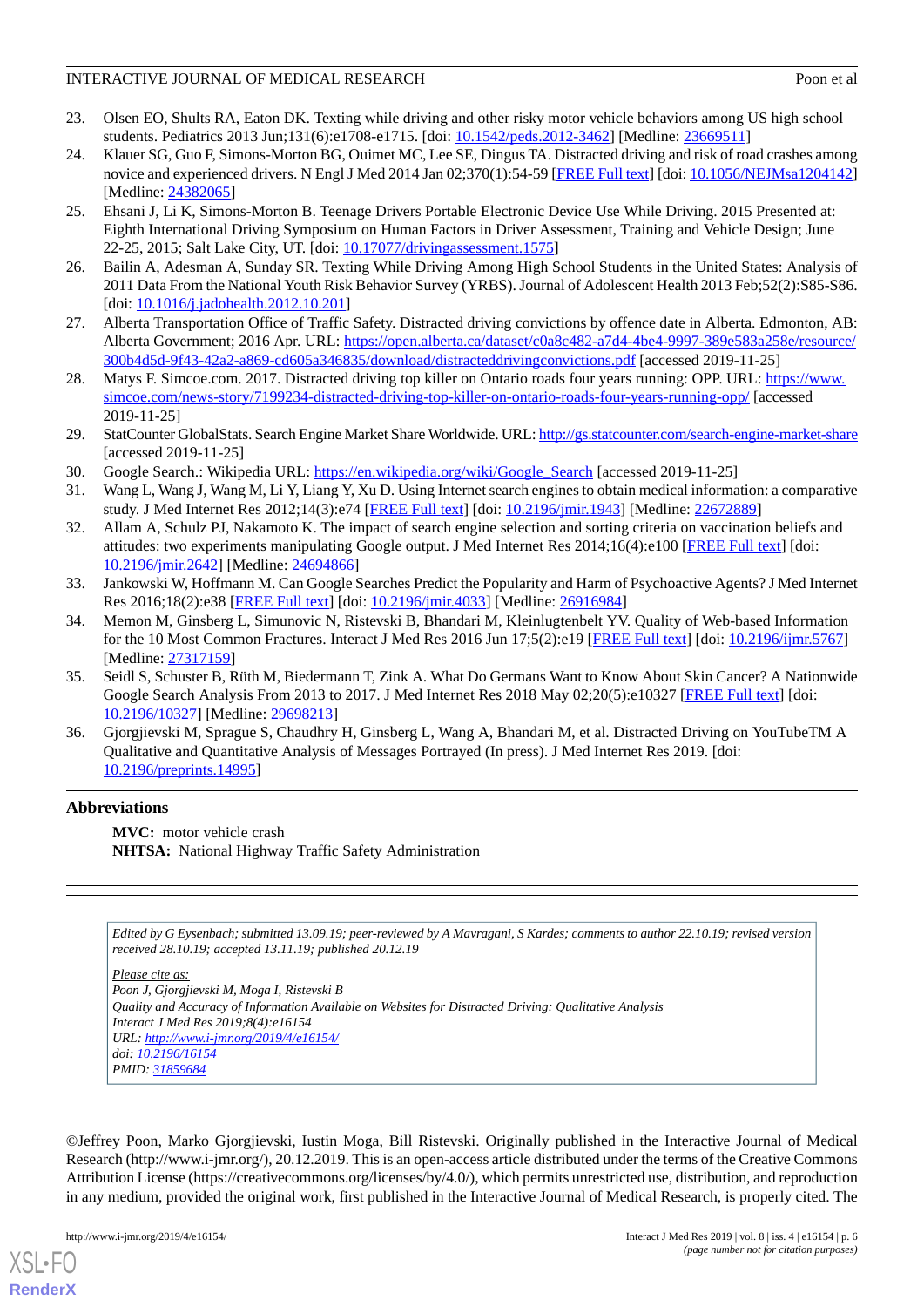23. Olsen EO, Shults RA, Eaton DK. Texting while driving and other risky motor vehicle behaviors among US high school students. Pediatrics 2013 Jun;131(6):e1708-e1715. [doi: 10.1542/peds.2012-3462] [Medline: 23669511]
24. Klauer SG, Guo F, Simons-Morton BG, Ouimet MC, Lee SE, Dingus TA. Distracted driving and risk of road crashes among novice and experienced drivers. N Engl J Med 2014 Jan 02;370(1):54-59 [FREE Full text] [doi: 10.1056/NEJMsa1204142] [Medline: 24382065]
25. Ehsani J, Li K, Simons-Morton B. Teenage Drivers Portable Electronic Device Use While Driving. 2015 Presented at: Eighth International Driving Symposium on Human Factors in Driver Assessment, Training and Vehicle Design; June 22-25, 2015; Salt Lake City, UT. [doi: 10.17077/drivingassessment.1575]
26. Bailin A, Adesman A, Sunday SR. Texting While Driving Among High School Students in the United States: Analysis of 2011 Data From the National Youth Risk Behavior Survey (YRBS). Journal of Adolescent Health 2013 Feb;52(2):S85-S86. [doi: 10.1016/j.jadohealth.2012.10.201]
27. Alberta Transportation Office of Traffic Safety. Distracted driving convictions by offence date in Alberta. Edmonton, AB: Alberta Government; 2016 Apr. URL: https://open.alberta.ca/dataset/c0a8c482-a7d4-4be4-9997-389e583a258e/resource/300b4d5d-9f43-42a2-a869-cd605a346835/download/distracteddrivingconvictions.pdf [accessed 2019-11-25]
28. Matys F. Simcoe.com. 2017. Distracted driving top killer on Ontario roads four years running: OPP. URL: https://www.simcoe.com/news-story/7199234-distracted-driving-top-killer-on-ontario-roads-four-years-running-opp/ [accessed 2019-11-25]
29. StatCounter GlobalStats. Search Engine Market Share Worldwide. URL: http://gs.statcounter.com/search-engine-market-share [accessed 2019-11-25]
30. Google Search.: Wikipedia URL: https://en.wikipedia.org/wiki/Google_Search [accessed 2019-11-25]
31. Wang L, Wang J, Wang M, Li Y, Liang Y, Xu D. Using Internet search engines to obtain medical information: a comparative study. J Med Internet Res 2012;14(3):e74 [FREE Full text] [doi: 10.2196/jmir.1943] [Medline: 22672889]
32. Allam A, Schulz PJ, Nakamoto K. The impact of search engine selection and sorting criteria on vaccination beliefs and attitudes: two experiments manipulating Google output. J Med Internet Res 2014;16(4):e100 [FREE Full text] [doi: 10.2196/jmir.2642] [Medline: 24694866]
33. Jankowski W, Hoffmann M. Can Google Searches Predict the Popularity and Harm of Psychoactive Agents? J Med Internet Res 2016;18(2):e38 [FREE Full text] [doi: 10.2196/jmir.4033] [Medline: 26916984]
34. Memon M, Ginsberg L, Simunovic N, Ristevski B, Bhandari M, Kleinlugtenbelt YV. Quality of Web-based Information for the 10 Most Common Fractures. Interact J Med Res 2016 Jun 17;5(2):e19 [FREE Full text] [doi: 10.2196/ijmr.5767] [Medline: 27317159]
35. Seidl S, Schuster B, Rüth M, Biedermann T, Zink A. What Do Germans Want to Know About Skin Cancer? A Nationwide Google Search Analysis From 2013 to 2017. J Med Internet Res 2018 May 02;20(5):e10327 [FREE Full text] [doi: 10.2196/10327] [Medline: 29698213]
36. Gjorgjievski M, Sprague S, Chaudhry H, Ginsberg L, Wang A, Bhandari M, et al. Distracted Driving on YouTubeTM A Qualitative and Quantitative Analysis of Messages Portrayed (In press). J Med Internet Res 2019. [doi: 10.2196/preprints.14995]

## Abbreviations

**MVC:** motor vehicle crash
**NHTSA:** National Highway Traffic Safety Administration

*Edited by G Eysenbach; submitted 13.09.19; peer-reviewed by A Mavragani, S Kardes; comments to author 22.10.19; revised version received 28.10.19; accepted 13.11.19; published 20.12.19*

*Please cite as:*
*Poon J, Gjorgjievski M, Moga I, Ristevski B*
*Quality and Accuracy of Information Available on Websites for Distracted Driving: Qualitative Analysis*
*Interact J Med Res 2019;8(4):e16154*
*URL: http://www.i-jmr.org/2019/4/e16154/*
*doi: 10.2196/16154*
*PMID: 31859684*

©Jeffrey Poon, Marko Gjorgjievski, Iustin Moga, Bill Ristevski. Originally published in the Interactive Journal of Medical Research (http://www.i-jmr.org/), 20.12.2019. This is an open-access article distributed under the terms of the Creative Commons Attribution License (https://creativecommons.org/licenses/by/4.0/), which permits unrestricted use, distribution, and reproduction in any medium, provided the original work, first published in the Interactive Journal of Medical Research, is properly cited. The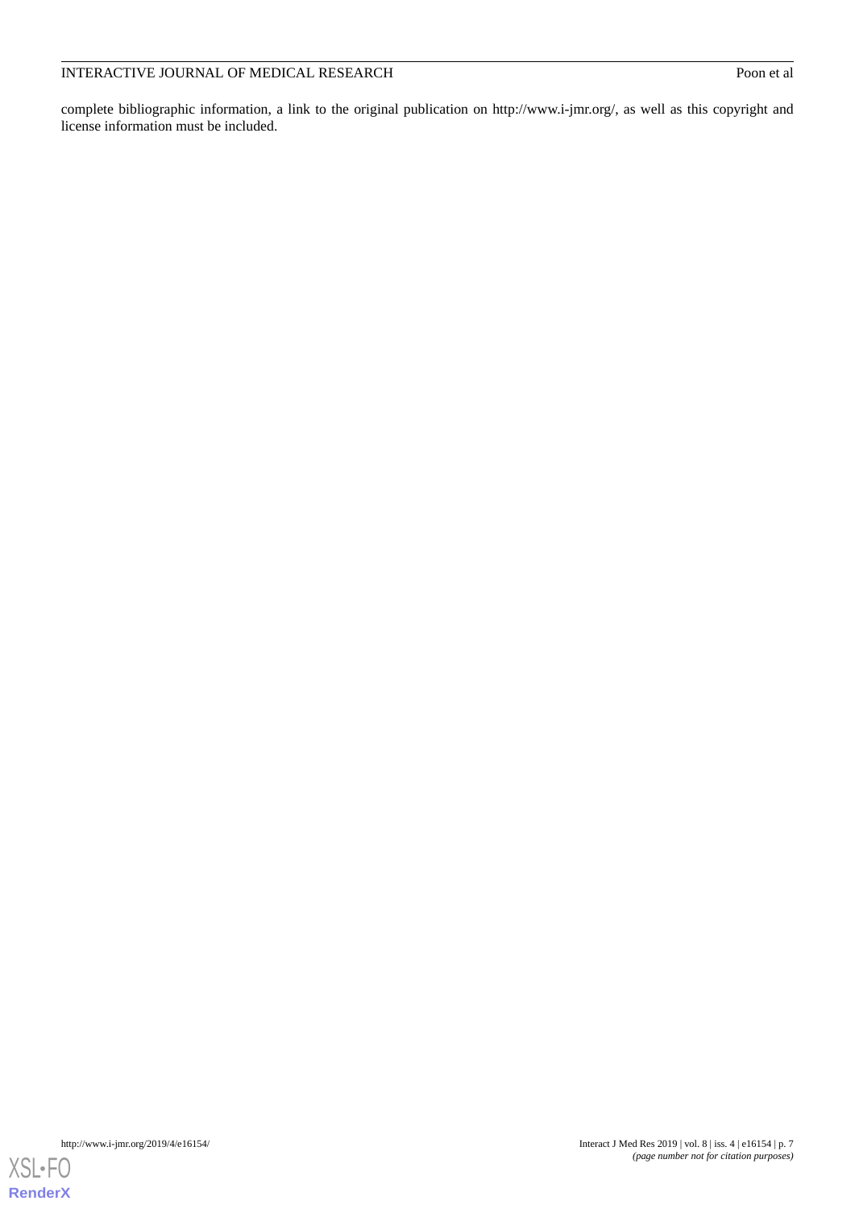complete bibliographic information, a link to the original publication on http://www.i-jmr.org/, as well as this copyright and license information must be included.